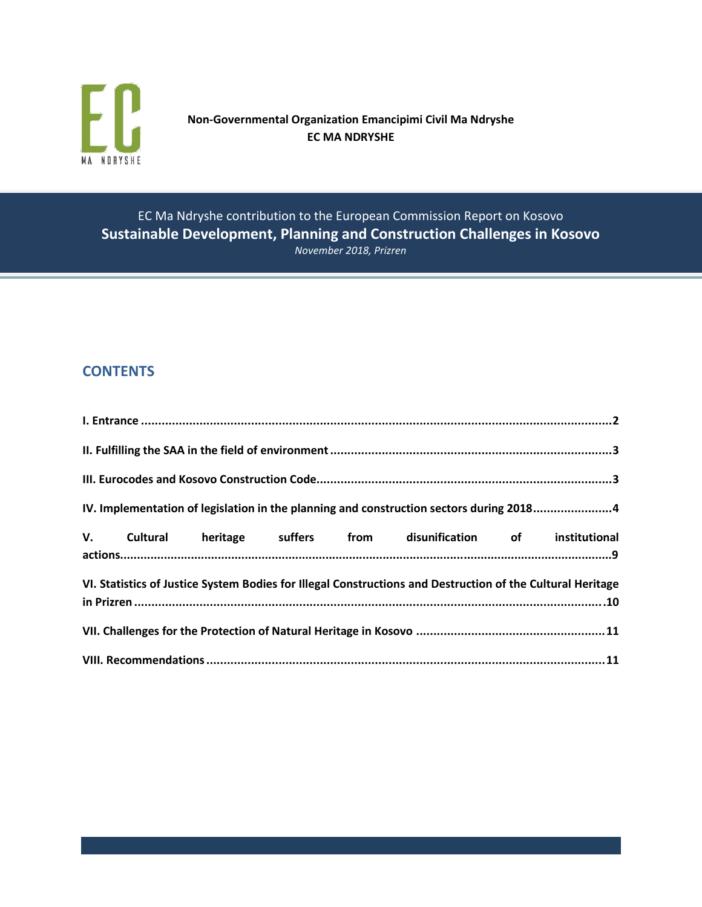**Non-Governmental Organization Emancipimi Civil Ma Ndryshe**
**EC MA NDRYSHE**

EC Ma Ndryshe contribution to the European Commission Report on Kosovo

# Sustainable Development, Planning and Construction Challenges in Kosovo

*November 2018, Prizren*

## CONTENTS

**I. Entrance ... 2**

**II. Fulfilling the SAA in the field of environment ... 3**

**III. Eurocodes and Kosovo Construction Code... 3**

**IV. Implementation of legislation in the planning and construction sectors during 2018... 4**

**V. Cultural heritage suffers from disunification of institutional actions... 9**

**VI. Statistics of Justice System Bodies for Illegal Constructions and Destruction of the Cultural Heritage in Prizren ... 10**

**VII. Challenges for the Protection of Natural Heritage in Kosovo ... 11**

**VIII. Recommendations ... 11**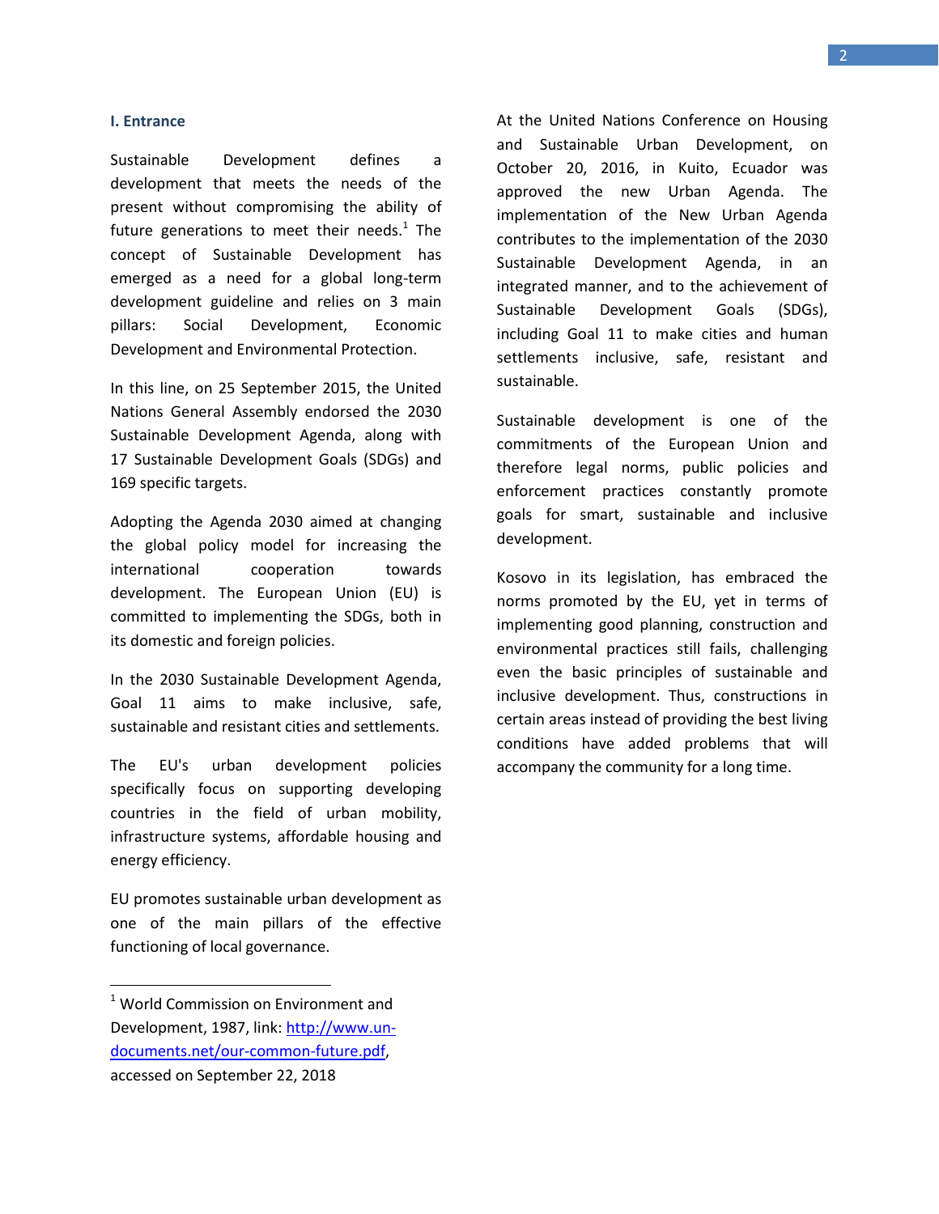## I. Entrance

Sustainable Development defines a development that meets the needs of the present without compromising the ability of future generations to meet their needs.[1] The concept of Sustainable Development has emerged as a need for a global long-term development guideline and relies on 3 main pillars: Social Development, Economic Development and Environmental Protection.

In this line, on 25 September 2015, the United Nations General Assembly endorsed the 2030 Sustainable Development Agenda, along with 17 Sustainable Development Goals (SDGs) and 169 specific targets.

Adopting the Agenda 2030 aimed at changing the global policy model for increasing the international cooperation towards development. The European Union (EU) is committed to implementing the SDGs, both in its domestic and foreign policies.

In the 2030 Sustainable Development Agenda, Goal 11 aims to make inclusive, safe, sustainable and resistant cities and settlements.

The EU's urban development policies specifically focus on supporting developing countries in the field of urban mobility, infrastructure systems, affordable housing and energy efficiency.

EU promotes sustainable urban development as one of the main pillars of the effective functioning of local governance.

At the United Nations Conference on Housing and Sustainable Urban Development, on October 20, 2016, in Kuito, Ecuador was approved the new Urban Agenda. The implementation of the New Urban Agenda contributes to the implementation of the 2030 Sustainable Development Agenda, in an integrated manner, and to the achievement of Sustainable Development Goals (SDGs), including Goal 11 to make cities and human settlements inclusive, safe, resistant and sustainable.

Sustainable development is one of the commitments of the European Union and therefore legal norms, public policies and enforcement practices constantly promote goals for smart, sustainable and inclusive development.

Kosovo in its legislation, has embraced the norms promoted by the EU, yet in terms of implementing good planning, construction and environmental practices still fails, challenging even the basic principles of sustainable and inclusive development. Thus, constructions in certain areas instead of providing the best living conditions have added problems that will accompany the community for a long time.

---

[1] World Commission on Environment and Development, 1987, link: [http://www.un-documents.net/our-common-future.pdf](http://www.un-documents.net/our-common-future.pdf), accessed on September 22, 2018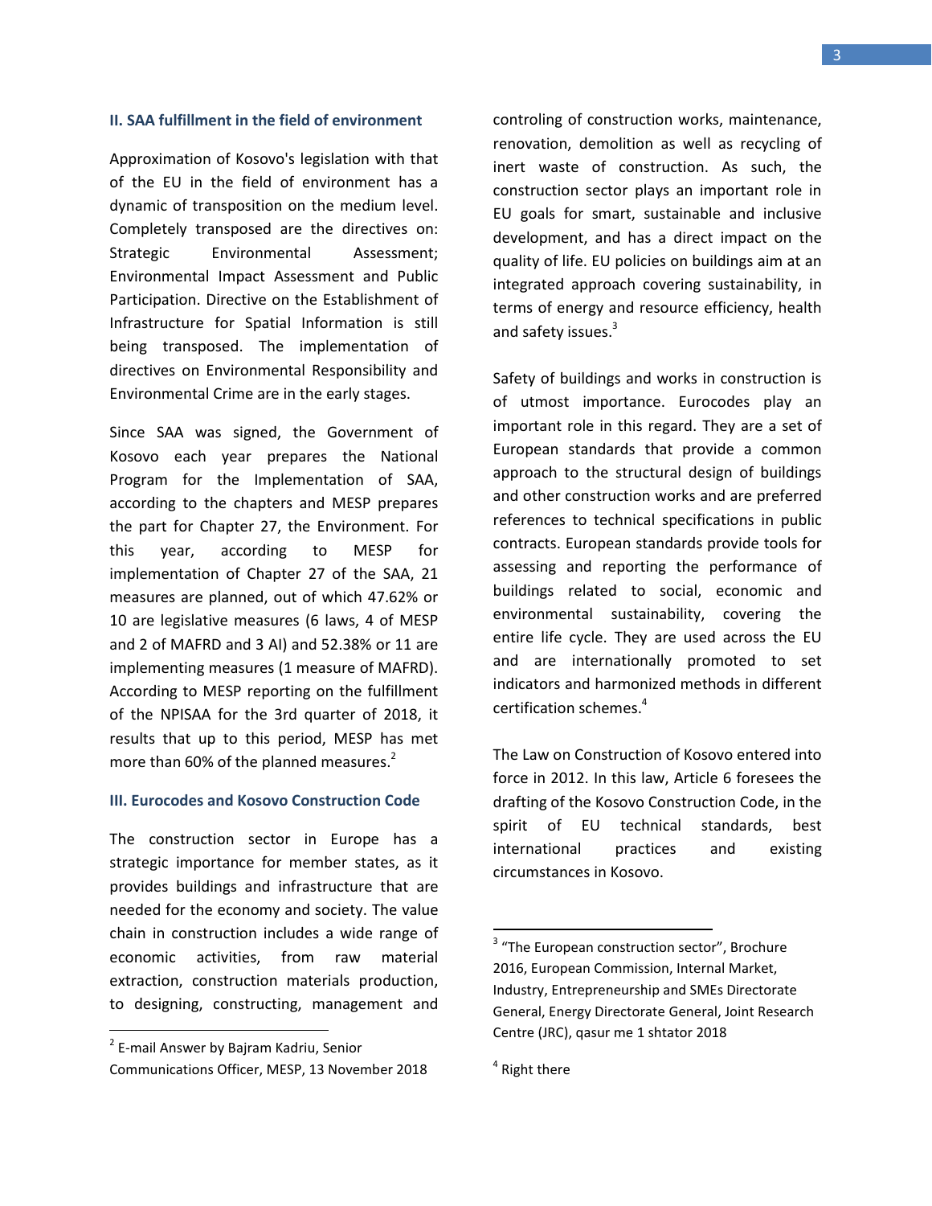## II. SAA fulfillment in the field of environment

Approximation of Kosovo's legislation with that of the EU in the field of environment has a dynamic of transposition on the medium level. Completely transposed are the directives on: Strategic Environmental Assessment; Environmental Impact Assessment and Public Participation. Directive on the Establishment of Infrastructure for Spatial Information is still being transposed. The implementation of directives on Environmental Responsibility and Environmental Crime are in the early stages.

Since SAA was signed, the Government of Kosovo each year prepares the National Program for the Implementation of SAA, according to the chapters and MESP prepares the part for Chapter 27, the Environment. For this year, according to MESP for implementation of Chapter 27 of the SAA, 21 measures are planned, out of which 47.62% or 10 are legislative measures (6 laws, 4 of MESP and 2 of MAFRD and 3 AI) and 52.38% or 11 are implementing measures (1 measure of MAFRD). According to MESP reporting on the fulfillment of the NPISAA for the 3rd quarter of 2018, it results that up to this period, MESP has met more than 60% of the planned measures.[2]

## III. Eurocodes and Kosovo Construction Code

The construction sector in Europe has a strategic importance for member states, as it provides buildings and infrastructure that are needed for the economy and society. The value chain in construction includes a wide range of economic activities, from raw material extraction, construction materials production, to designing, constructing, management and controling of construction works, maintenance, renovation, demolition as well as recycling of inert waste of construction. As such, the construction sector plays an important role in EU goals for smart, sustainable and inclusive development, and has a direct impact on the quality of life. EU policies on buildings aim at an integrated approach covering sustainability, in terms of energy and resource efficiency, health and safety issues.[3]

Safety of buildings and works in construction is of utmost importance. Eurocodes play an important role in this regard. They are a set of European standards that provide a common approach to the structural design of buildings and other construction works and are preferred references to technical specifications in public contracts. European standards provide tools for assessing and reporting the performance of buildings related to social, economic and environmental sustainability, covering the entire life cycle. They are used across the EU and are internationally promoted to set indicators and harmonized methods in different certification schemes.[4]

The Law on Construction of Kosovo entered into force in 2012. In this law, Article 6 foresees the drafting of the Kosovo Construction Code, in the spirit of EU technical standards, best international practices and existing circumstances in Kosovo.

---

[2] E-mail Answer by Bajram Kadriu, Senior Communications Officer, MESP, 13 November 2018

[3] "The European construction sector", Brochure 2016, European Commission, Internal Market, Industry, Entrepreneurship and SMEs Directorate General, Energy Directorate General, Joint Research Centre (JRC), qasur me 1 shtator 2018

[4] Right there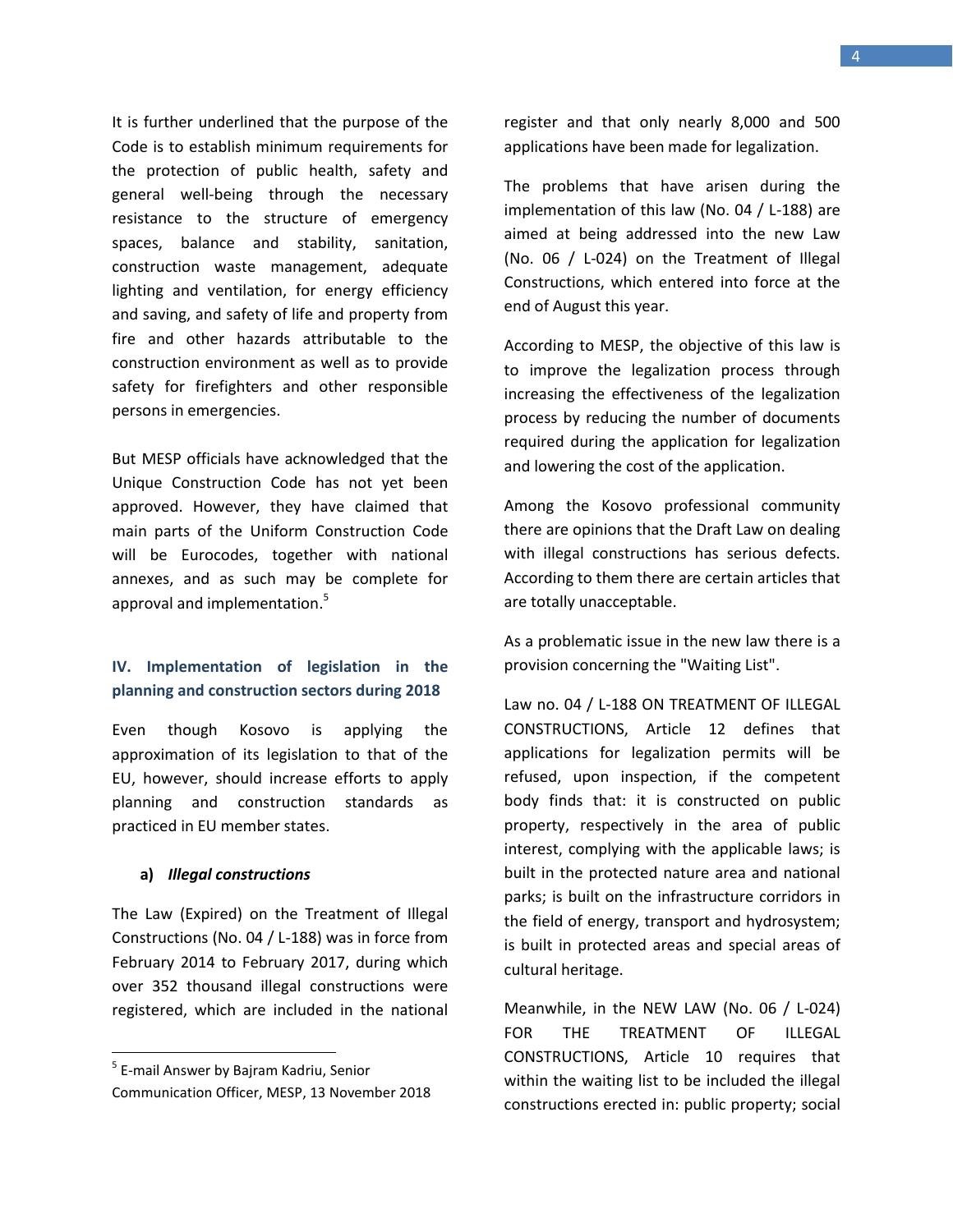It is further underlined that the purpose of the Code is to establish minimum requirements for the protection of public health, safety and general well-being through the necessary resistance to the structure of emergency spaces, balance and stability, sanitation, construction waste management, adequate lighting and ventilation, for energy efficiency and saving, and safety of life and property from fire and other hazards attributable to the construction environment as well as to provide safety for firefighters and other responsible persons in emergencies.

But MESP officials have acknowledged that the Unique Construction Code has not yet been approved. However, they have claimed that main parts of the Uniform Construction Code will be Eurocodes, together with national annexes, and as such may be complete for approval and implementation.[5]

## IV. Implementation of legislation in the planning and construction sectors during 2018

Even though Kosovo is applying the approximation of its legislation to that of the EU, however, should increase efforts to apply planning and construction standards as practiced in EU member states.

### a) *Illegal constructions*

The Law (Expired) on the Treatment of Illegal Constructions (No. 04 / L-188) was in force from February 2014 to February 2017, during which over 352 thousand illegal constructions were registered, which are included in the national register and that only nearly 8,000 and 500 applications have been made for legalization.

The problems that have arisen during the implementation of this law (No. 04 / L-188) are aimed at being addressed into the new Law (No. 06 / L-024) on the Treatment of Illegal Constructions, which entered into force at the end of August this year.

According to MESP, the objective of this law is to improve the legalization process through increasing the effectiveness of the legalization process by reducing the number of documents required during the application for legalization and lowering the cost of the application.

Among the Kosovo professional community there are opinions that the Draft Law on dealing with illegal constructions has serious defects. According to them there are certain articles that are totally unacceptable.

As a problematic issue in the new law there is a provision concerning the "Waiting List".

Law no. 04 / L-188 ON TREATMENT OF ILLEGAL CONSTRUCTIONS, Article 12 defines that applications for legalization permits will be refused, upon inspection, if the competent body finds that: it is constructed on public property, respectively in the area of public interest, complying with the applicable laws; is built in the protected nature area and national parks; is built on the infrastructure corridors in the field of energy, transport and hydrosystem; is built in protected areas and special areas of cultural heritage.

Meanwhile, in the NEW LAW (No. 06 / L-024) FOR THE TREATMENT OF ILLEGAL CONSTRUCTIONS, Article 10 requires that within the waiting list to be included the illegal constructions erected in: public property; social

---

[5] E-mail Answer by Bajram Kadriu, Senior Communication Officer, MESP, 13 November 2018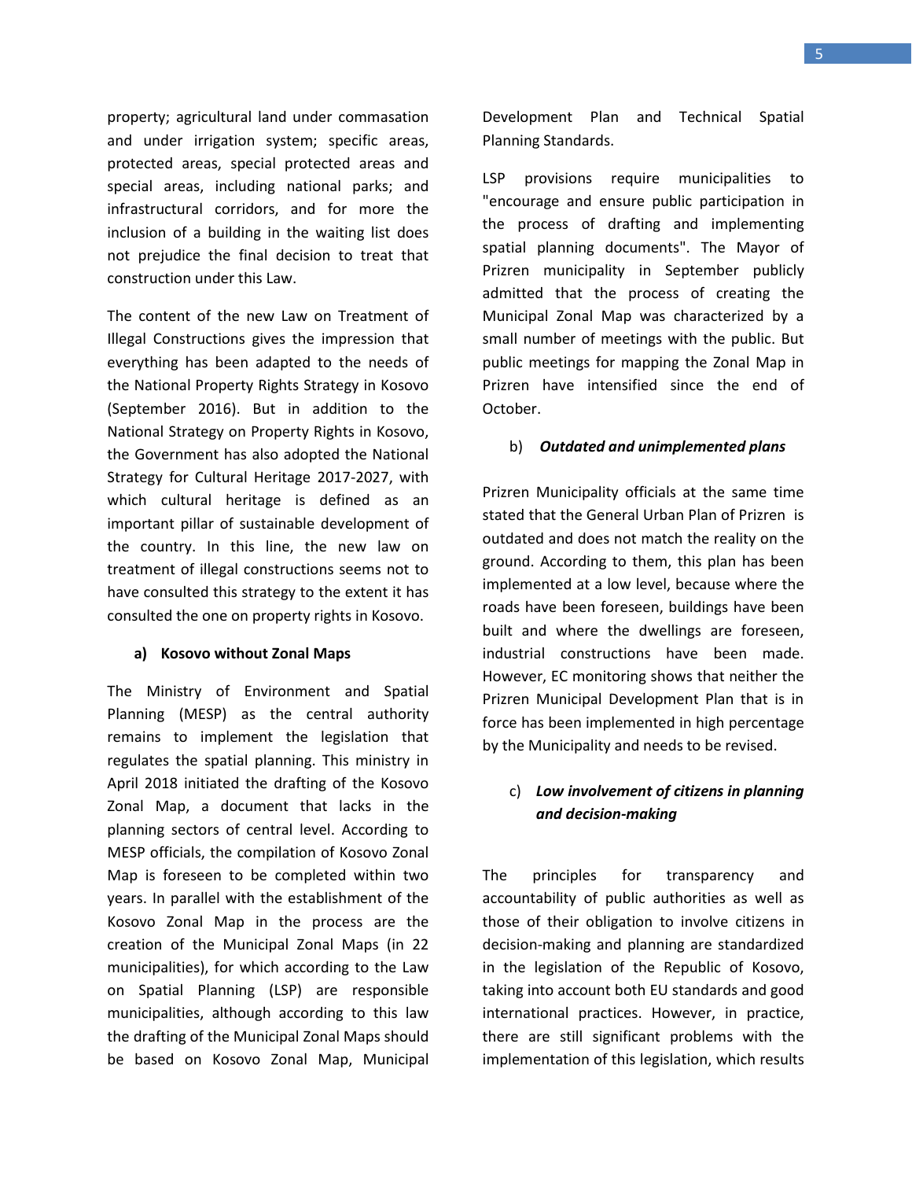property; agricultural land under commasation and under irrigation system; specific areas, protected areas, special protected areas and special areas, including national parks; and infrastructural corridors, and for more the inclusion of a building in the waiting list does not prejudice the final decision to treat that construction under this Law.

The content of the new Law on Treatment of Illegal Constructions gives the impression that everything has been adapted to the needs of the National Property Rights Strategy in Kosovo (September 2016). But in addition to the National Strategy on Property Rights in Kosovo, the Government has also adopted the National Strategy for Cultural Heritage 2017-2027, with which cultural heritage is defined as an important pillar of sustainable development of the country. In this line, the new law on treatment of illegal constructions seems not to have consulted this strategy to the extent it has consulted the one on property rights in Kosovo.

### a) Kosovo without Zonal Maps

The Ministry of Environment and Spatial Planning (MESP) as the central authority remains to implement the legislation that regulates the spatial planning. This ministry in April 2018 initiated the drafting of the Kosovo Zonal Map, a document that lacks in the planning sectors of central level. According to MESP officials, the compilation of Kosovo Zonal Map is foreseen to be completed within two years. In parallel with the establishment of the Kosovo Zonal Map in the process are the creation of the Municipal Zonal Maps (in 22 municipalities), for which according to the Law on Spatial Planning (LSP) are responsible municipalities, although according to this law the drafting of the Municipal Zonal Maps should be based on Kosovo Zonal Map, Municipal Development Plan and Technical Spatial Planning Standards.

LSP provisions require municipalities to "encourage and ensure public participation in the process of drafting and implementing spatial planning documents". The Mayor of Prizren municipality in September publicly admitted that the process of creating the Municipal Zonal Map was characterized by a small number of meetings with the public. But public meetings for mapping the Zonal Map in Prizren have intensified since the end of October.

### b) *Outdated and unimplemented plans*

Prizren Municipality officials at the same time stated that the General Urban Plan of Prizren is outdated and does not match the reality on the ground. According to them, this plan has been implemented at a low level, because where the roads have been foreseen, buildings have been built and where the dwellings are foreseen, industrial constructions have been made. However, EC monitoring shows that neither the Prizren Municipal Development Plan that is in force has been implemented in high percentage by the Municipality and needs to be revised.

### c) *Low involvement of citizens in planning and decision-making*

The principles for transparency and accountability of public authorities as well as those of their obligation to involve citizens in decision-making and planning are standardized in the legislation of the Republic of Kosovo, taking into account both EU standards and good international practices. However, in practice, there are still significant problems with the implementation of this legislation, which results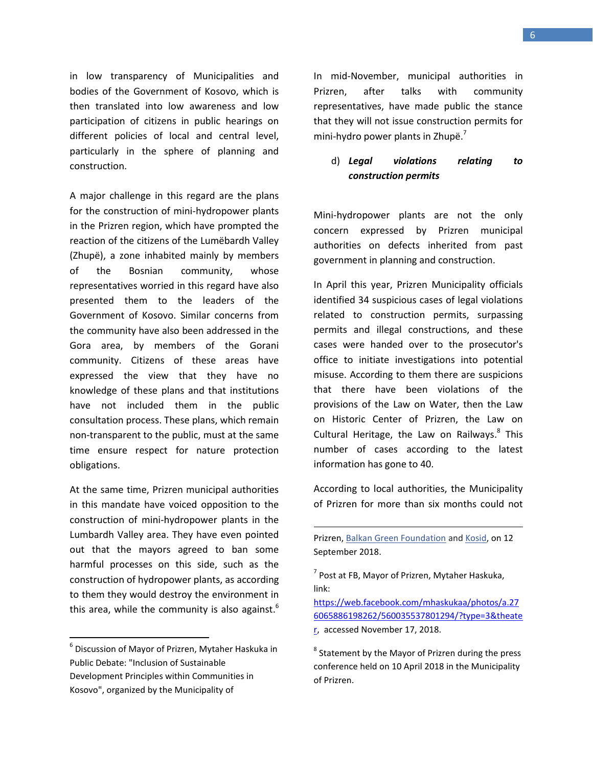in low transparency of Municipalities and bodies of the Government of Kosovo, which is then translated into low awareness and low participation of citizens in public hearings on different policies of local and central level, particularly in the sphere of planning and construction.

A major challenge in this regard are the plans for the construction of mini-hydropower plants in the Prizren region, which have prompted the reaction of the citizens of the Lumëbardh Valley (Zhupë), a zone inhabited mainly by members of the Bosnian community, whose representatives worried in this regard have also presented them to the leaders of the Government of Kosovo. Similar concerns from the community have also been addressed in the Gora area, by members of the Gorani community. Citizens of these areas have expressed the view that they have no knowledge of these plans and that institutions have not included them in the public consultation process. These plans, which remain non-transparent to the public, must at the same time ensure respect for nature protection obligations.

At the same time, Prizren municipal authorities in this mandate have voiced opposition to the construction of mini-hydropower plants in the Lumbardh Valley area. They have even pointed out that the mayors agreed to ban some harmful processes on this side, such as the construction of hydropower plants, as according to them they would destroy the environment in this area, while the community is also against.[6]

In mid-November, municipal authorities in Prizren, after talks with community representatives, have made public the stance that they will not issue construction permits for mini-hydro power plants in Zhupë.[7]

### d) *Legal violations relating to construction permits*

Mini-hydropower plants are not the only concern expressed by Prizren municipal authorities on defects inherited from past government in planning and construction.

In April this year, Prizren Municipality officials identified 34 suspicious cases of legal violations related to construction permits, surpassing permits and illegal constructions, and these cases were handed over to the prosecutor's office to initiate investigations into potential misuse. According to them there are suspicions that there have been violations of the provisions of the Law on Water, then the Law on Historic Center of Prizren, the Law on Cultural Heritage, the Law on Railways.[8] This number of cases according to the latest information has gone to 40.

According to local authorities, the Municipality of Prizren for more than six months could not

---

[6] Discussion of Mayor of Prizren, Mytaher Haskuka in Public Debate: "Inclusion of Sustainable Development Principles within Communities in Kosovo", organized by the Municipality of Prizren, Balkan Green Foundation and Kosid, on 12 September 2018.

[7] Post at FB, Mayor of Prizren, Mytaher Haskuka, link: https://web.facebook.com/mhaskukaa/photos/a.276065886198262/560035537801294/?type=3&theater, accessed November 17, 2018.

[8] Statement by the Mayor of Prizren during the press conference held on 10 April 2018 in the Municipality of Prizren.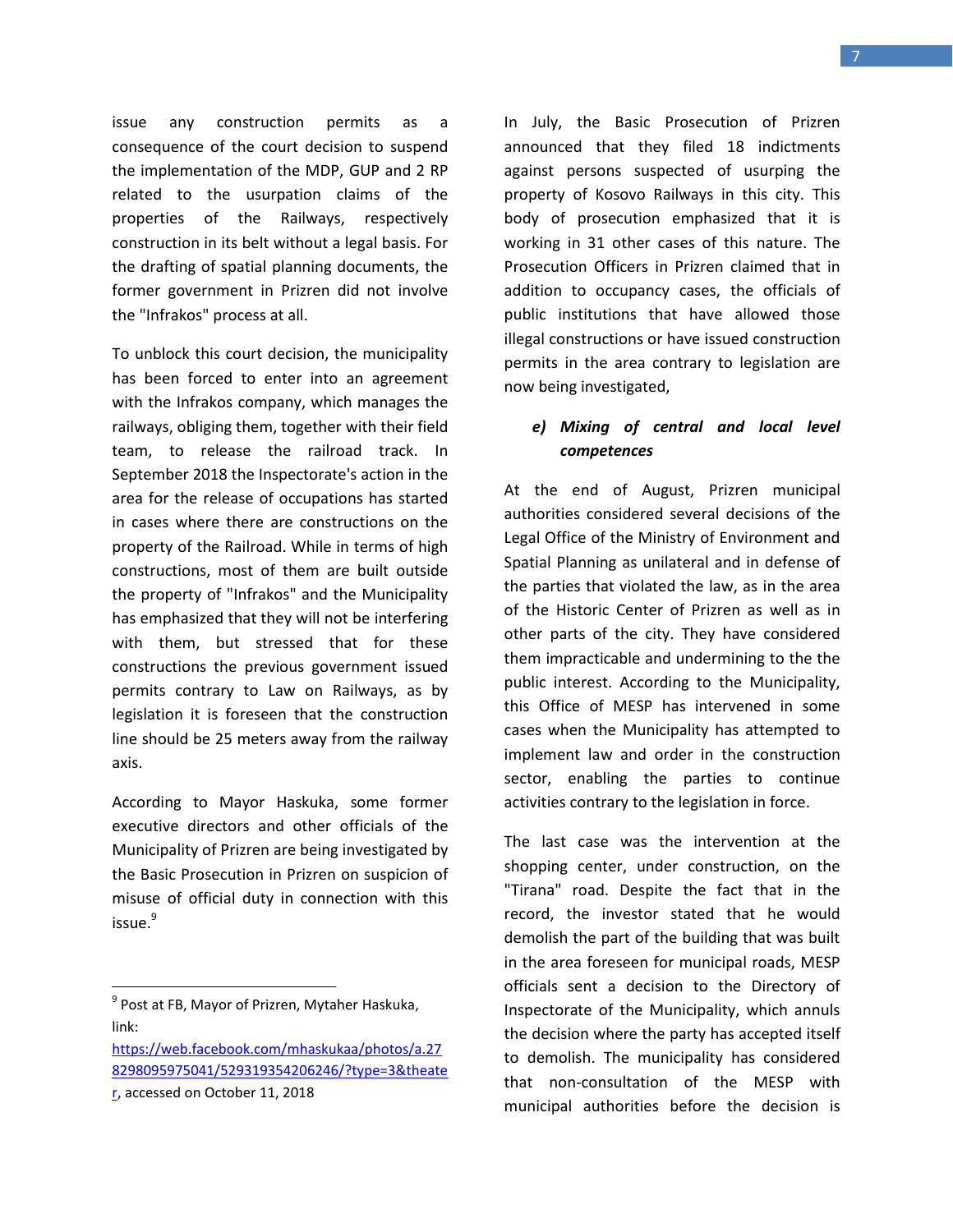issue any construction permits as a consequence of the court decision to suspend the implementation of the MDP, GUP and 2 RP related to the usurpation claims of the properties of the Railways, respectively construction in its belt without a legal basis. For the drafting of spatial planning documents, the former government in Prizren did not involve the "Infrakos" process at all.

To unblock this court decision, the municipality has been forced to enter into an agreement with the Infrakos company, which manages the railways, obliging them, together with their field team, to release the railroad track. In September 2018 the Inspectorate's action in the area for the release of occupations has started in cases where there are constructions on the property of the Railroad. While in terms of high constructions, most of them are built outside the property of "Infrakos" and the Municipality has emphasized that they will not be interfering with them, but stressed that for these constructions the previous government issued permits contrary to Law on Railways, as by legislation it is foreseen that the construction line should be 25 meters away from the railway axis.

According to Mayor Haskuka, some former executive directors and other officials of the Municipality of Prizren are being investigated by the Basic Prosecution in Prizren on suspicion of misuse of official duty in connection with this issue.[9]

In July, the Basic Prosecution of Prizren announced that they filed 18 indictments against persons suspected of usurping the property of Kosovo Railways in this city. This body of prosecution emphasized that it is working in 31 other cases of this nature. The Prosecution Officers in Prizren claimed that in addition to occupancy cases, the officials of public institutions that have allowed those illegal constructions or have issued construction permits in the area contrary to legislation are now being investigated,

### *e) Mixing of central and local level competences*

At the end of August, Prizren municipal authorities considered several decisions of the Legal Office of the Ministry of Environment and Spatial Planning as unilateral and in defense of the parties that violated the law, as in the area of the Historic Center of Prizren as well as in other parts of the city. They have considered them impracticable and undermining to the the public interest. According to the Municipality, this Office of MESP has intervened in some cases when the Municipality has attempted to implement law and order in the construction sector, enabling the parties to continue activities contrary to the legislation in force.

The last case was the intervention at the shopping center, under construction, on the "Tirana" road. Despite the fact that in the record, the investor stated that he would demolish the part of the building that was built in the area foreseen for municipal roads, MESP officials sent a decision to the Directory of Inspectorate of the Municipality, which annuls the decision where the party has accepted itself to demolish. The municipality has considered that non-consultation of the MESP with municipal authorities before the decision is

---

[9] Post at FB, Mayor of Prizren, Mytaher Haskuka, link: https://web.facebook.com/mhaskukaa/photos/a.278298095975041/529319354206246/?type=3&theater, accessed on October 11, 2018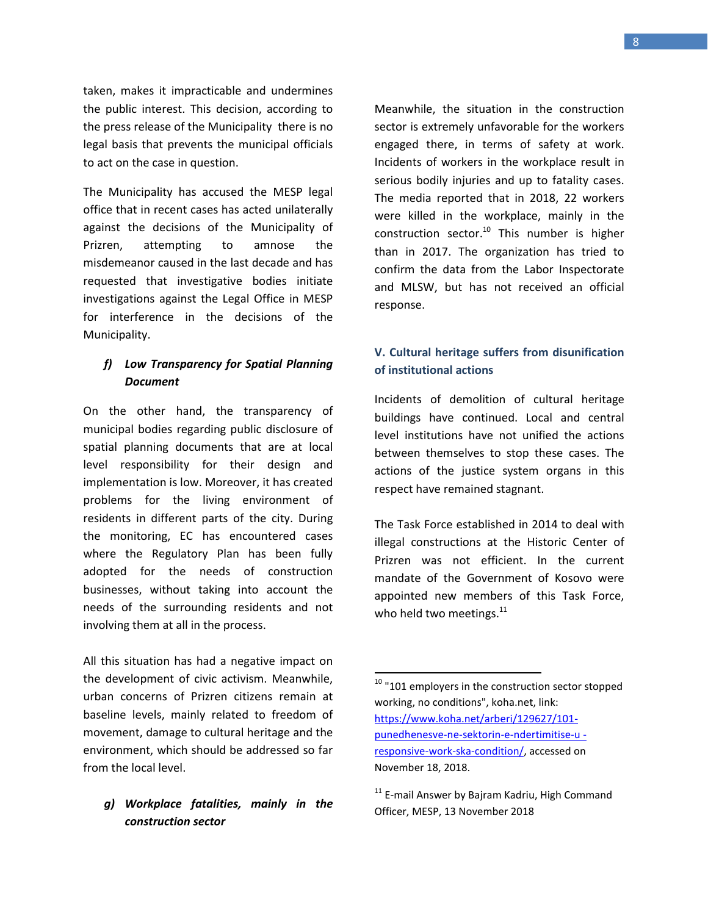taken, makes it impracticable and undermines the public interest. This decision, according to the press release of the Municipality there is no legal basis that prevents the municipal officials to act on the case in question.

The Municipality has accused the MESP legal office that in recent cases has acted unilaterally against the decisions of the Municipality of Prizren, attempting to amnose the misdemeanor caused in the last decade and has requested that investigative bodies initiate investigations against the Legal Office in MESP for interference in the decisions of the Municipality.

### *f) Low Transparency for Spatial Planning Document*

On the other hand, the transparency of municipal bodies regarding public disclosure of spatial planning documents that are at local level responsibility for their design and implementation is low. Moreover, it has created problems for the living environment of residents in different parts of the city. During the monitoring, EC has encountered cases where the Regulatory Plan has been fully adopted for the needs of construction businesses, without taking into account the needs of the surrounding residents and not involving them at all in the process.

All this situation has had a negative impact on the development of civic activism. Meanwhile, urban concerns of Prizren citizens remain at baseline levels, mainly related to freedom of movement, damage to cultural heritage and the environment, which should be addressed so far from the local level.

### *g) Workplace fatalities, mainly in the construction sector*

Meanwhile, the situation in the construction sector is extremely unfavorable for the workers engaged there, in terms of safety at work. Incidents of workers in the workplace result in serious bodily injuries and up to fatality cases. The media reported that in 2018, 22 workers were killed in the workplace, mainly in the construction sector.[10] This number is higher than in 2017. The organization has tried to confirm the data from the Labor Inspectorate and MLSW, but has not received an official response.

## V. Cultural heritage suffers from disunification of institutional actions

Incidents of demolition of cultural heritage buildings have continued. Local and central level institutions have not unified the actions between themselves to stop these cases. The actions of the justice system organs in this respect have remained stagnant.

The Task Force established in 2014 to deal with illegal constructions at the Historic Center of Prizren was not efficient. In the current mandate of the Government of Kosovo were appointed new members of this Task Force, who held two meetings.[11]

---

[10] "101 employers in the construction sector stopped working, no conditions", koha.net, link: https://www.koha.net/arberi/129627/101-punedhenesve-ne-sektorin-e-ndertimitise-u -responsive-work-ska-condition/, accessed on November 18, 2018.

[11] E-mail Answer by Bajram Kadriu, High Command Officer, MESP, 13 November 2018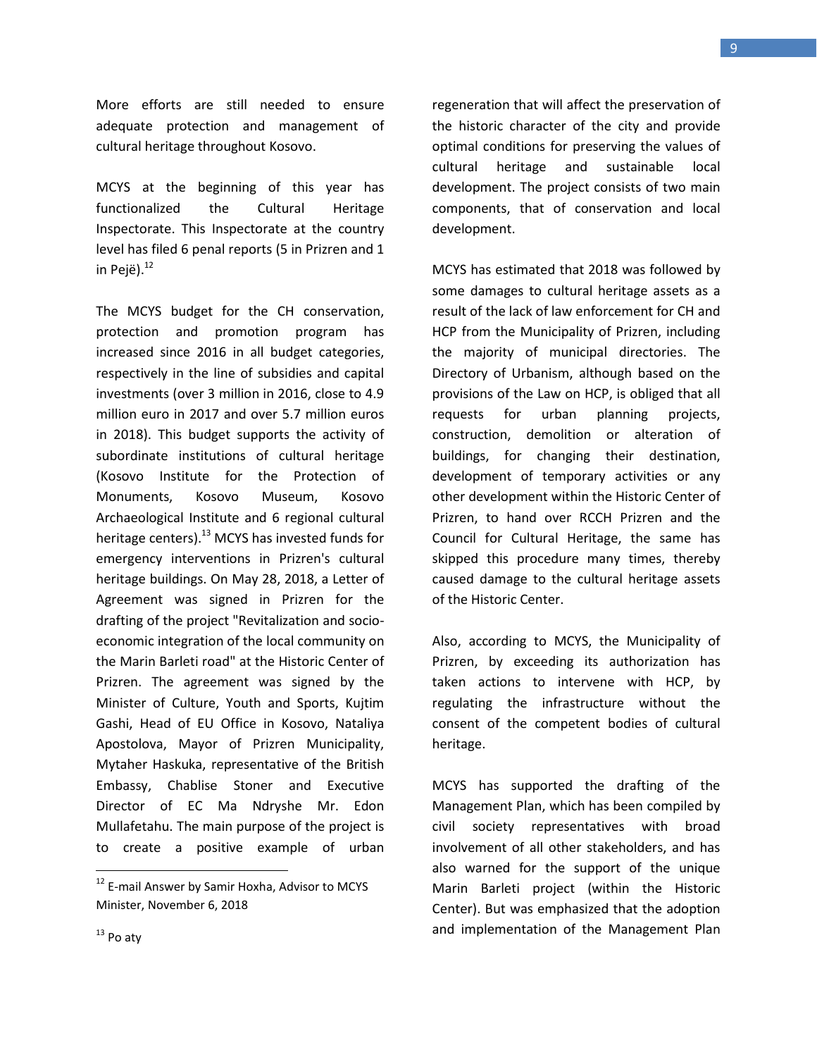More efforts are still needed to ensure adequate protection and management of cultural heritage throughout Kosovo.

MCYS at the beginning of this year has functionalized the Cultural Heritage Inspectorate. This Inspectorate at the country level has filed 6 penal reports (5 in Prizren and 1 in Pejë).[12]

The MCYS budget for the CH conservation, protection and promotion program has increased since 2016 in all budget categories, respectively in the line of subsidies and capital investments (over 3 million in 2016, close to 4.9 million euro in 2017 and over 5.7 million euros in 2018). This budget supports the activity of subordinate institutions of cultural heritage (Kosovo Institute for the Protection of Monuments, Kosovo Museum, Kosovo Archaeological Institute and 6 regional cultural heritage centers).[13] MCYS has invested funds for emergency interventions in Prizren's cultural heritage buildings. On May 28, 2018, a Letter of Agreement was signed in Prizren for the drafting of the project "Revitalization and socio-economic integration of the local community on the Marin Barleti road" at the Historic Center of Prizren. The agreement was signed by the Minister of Culture, Youth and Sports, Kujtim Gashi, Head of EU Office in Kosovo, Nataliya Apostolova, Mayor of Prizren Municipality, Mytaher Haskuka, representative of the British Embassy, Chablise Stoner and Executive Director of EC Ma Ndryshe Mr. Edon Mullafetahu. The main purpose of the project is to create a positive example of urban regeneration that will affect the preservation of the historic character of the city and provide optimal conditions for preserving the values of cultural heritage and sustainable local development. The project consists of two main components, that of conservation and local development.

MCYS has estimated that 2018 was followed by some damages to cultural heritage assets as a result of the lack of law enforcement for CH and HCP from the Municipality of Prizren, including the majority of municipal directories. The Directory of Urbanism, although based on the provisions of the Law on HCP, is obliged that all requests for urban planning projects, construction, demolition or alteration of buildings, for changing their destination, development of temporary activities or any other development within the Historic Center of Prizren, to hand over RCCH Prizren and the Council for Cultural Heritage, the same has skipped this procedure many times, thereby caused damage to the cultural heritage assets of the Historic Center.

Also, according to MCYS, the Municipality of Prizren, by exceeding its authorization has taken actions to intervene with HCP, by regulating the infrastructure without the consent of the competent bodies of cultural heritage.

MCYS has supported the drafting of the Management Plan, which has been compiled by civil society representatives with broad involvement of all other stakeholders, and has also warned for the support of the unique Marin Barleti project (within the Historic Center). But was emphasized that the adoption and implementation of the Management Plan

---

[12] E-mail Answer by Samir Hoxha, Advisor to MCYS Minister, November 6, 2018

[13] Po aty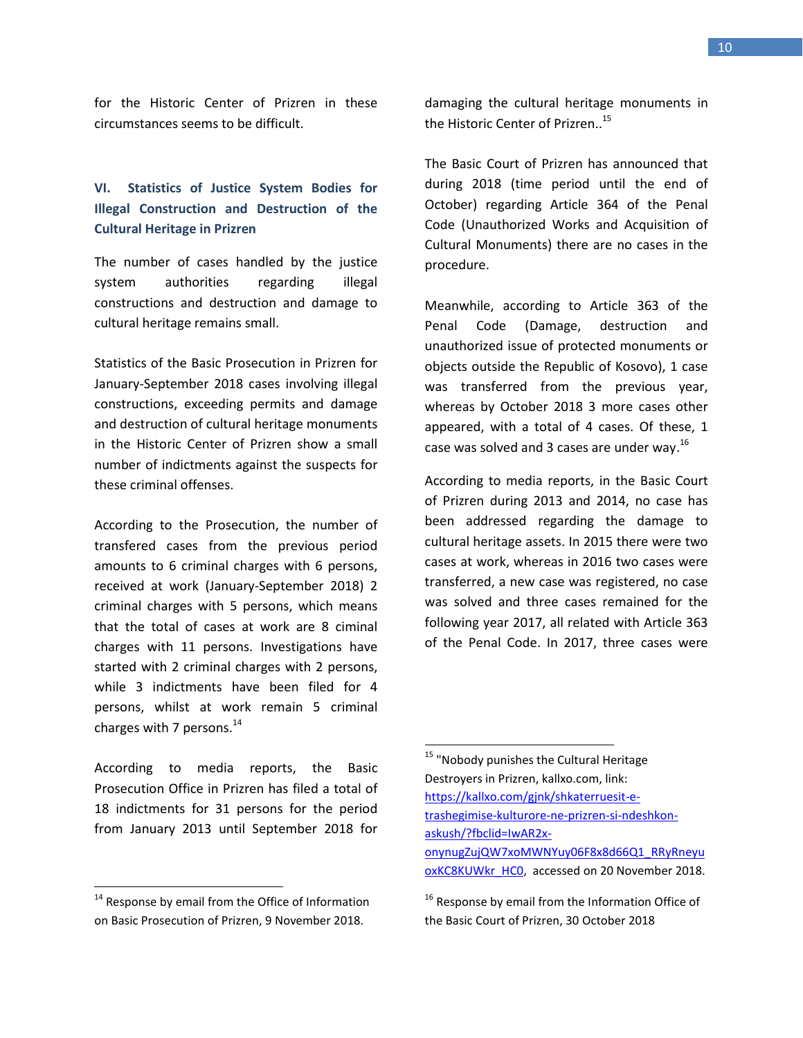for the Historic Center of Prizren in these circumstances seems to be difficult.

## VI. Statistics of Justice System Bodies for Illegal Construction and Destruction of the Cultural Heritage in Prizren

The number of cases handled by the justice system authorities regarding illegal constructions and destruction and damage to cultural heritage remains small.

Statistics of the Basic Prosecution in Prizren for January-September 2018 cases involving illegal constructions, exceeding permits and damage and destruction of cultural heritage monuments in the Historic Center of Prizren show a small number of indictments against the suspects for these criminal offenses.

According to the Prosecution, the number of transfered cases from the previous period amounts to 6 criminal charges with 6 persons, received at work (January-September 2018) 2 criminal charges with 5 persons, which means that the total of cases at work are 8 ciminal charges with 11 persons. Investigations have started with 2 criminal charges with 2 persons, while 3 indictments have been filed for 4 persons, whilst at work remain 5 criminal charges with 7 persons.[14]

According to media reports, the Basic Prosecution Office in Prizren has filed a total of 18 indictments for 31 persons for the period from January 2013 until September 2018 for damaging the cultural heritage monuments in the Historic Center of Prizren..[15]

The Basic Court of Prizren has announced that during 2018 (time period until the end of October) regarding Article 364 of the Penal Code (Unauthorized Works and Acquisition of Cultural Monuments) there are no cases in the procedure.

Meanwhile, according to Article 363 of the Penal Code (Damage, destruction and unauthorized issue of protected monuments or objects outside the Republic of Kosovo), 1 case was transferred from the previous year, whereas by October 2018 3 more cases other appeared, with a total of 4 cases. Of these, 1 case was solved and 3 cases are under way.[16]

According to media reports, in the Basic Court of Prizren during 2013 and 2014, no case has been addressed regarding the damage to cultural heritage assets. In 2015 there were two cases at work, whereas in 2016 two cases were transferred, a new case was registered, no case was solved and three cases remained for the following year 2017, all related with Article 363 of the Penal Code. In 2017, three cases were

---

[14] Response by email from the Office of Information on Basic Prosecution of Prizren, 9 November 2018.

[15] "Nobody punishes the Cultural Heritage Destroyers in Prizren, kallxo.com, link: https://kallxo.com/gjnk/shkaterruesit-e-trashegimise-kulturore-ne-prizren-si-ndeshkon-askush/?fbclid=IwAR2x-onynugZujQW7xoMWNYuy06F8x8d66Q1_RRyRneyuoxKC8KUWkr_HC0, accessed on 20 November 2018.

[16] Response by email from the Information Office of the Basic Court of Prizren, 30 October 2018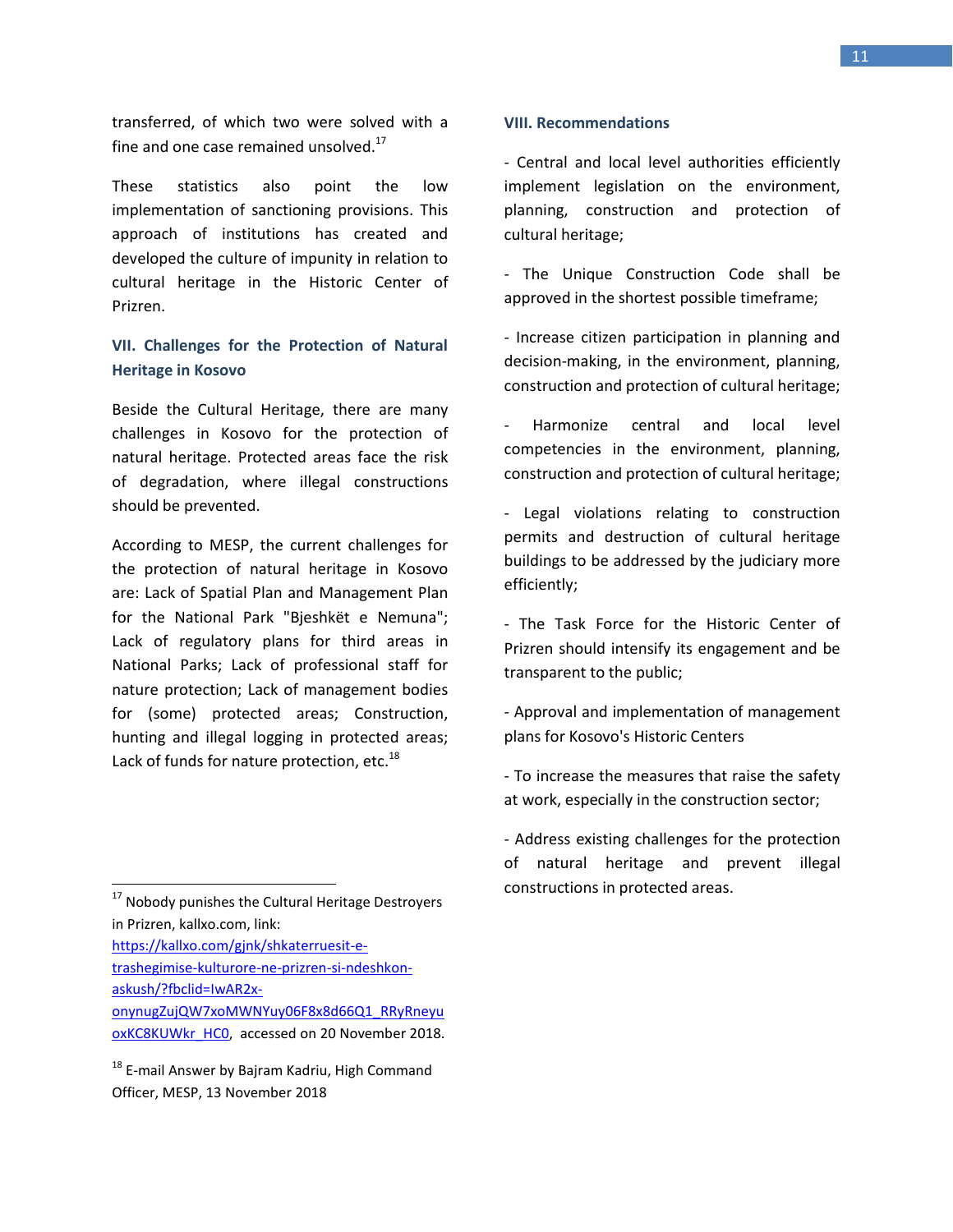transferred, of which two were solved with a fine and one case remained unsolved.[17]

These statistics also point the low implementation of sanctioning provisions. This approach of institutions has created and developed the culture of impunity in relation to cultural heritage in the Historic Center of Prizren.

## VII. Challenges for the Protection of Natural Heritage in Kosovo

Beside the Cultural Heritage, there are many challenges in Kosovo for the protection of natural heritage. Protected areas face the risk of degradation, where illegal constructions should be prevented.

According to MESP, the current challenges for the protection of natural heritage in Kosovo are: Lack of Spatial Plan and Management Plan for the National Park "Bjeshkët e Nemuna"; Lack of regulatory plans for third areas in National Parks; Lack of professional staff for nature protection; Lack of management bodies for (some) protected areas; Construction, hunting and illegal logging in protected areas; Lack of funds for nature protection, etc.[18]

## VIII. Recommendations

- Central and local level authorities efficiently implement legislation on the environment, planning, construction and protection of cultural heritage;

- The Unique Construction Code shall be approved in the shortest possible timeframe;

- Increase citizen participation in planning and decision-making, in the environment, planning, construction and protection of cultural heritage;

- Harmonize central and local level competencies in the environment, planning, construction and protection of cultural heritage;

- Legal violations relating to construction permits and destruction of cultural heritage buildings to be addressed by the judiciary more efficiently;

- The Task Force for the Historic Center of Prizren should intensify its engagement and be transparent to the public;

- Approval and implementation of management plans for Kosovo's Historic Centers

- To increase the measures that raise the safety at work, especially in the construction sector;

- Address existing challenges for the protection of natural heritage and prevent illegal constructions in protected areas.

---

[17] Nobody punishes the Cultural Heritage Destroyers in Prizren, kallxo.com, link: https://kallxo.com/gjnk/shkaterruesit-e-trashegimise-kulturore-ne-prizren-si-ndeshkon-askush/?fbclid=IwAR2x-onynugZujQW7xoMWNYuy06F8x8d66Q1_RRyRneyuoxKC8KUWkr_HC0, accessed on 20 November 2018.

[18] E-mail Answer by Bajram Kadriu, High Command Officer, MESP, 13 November 2018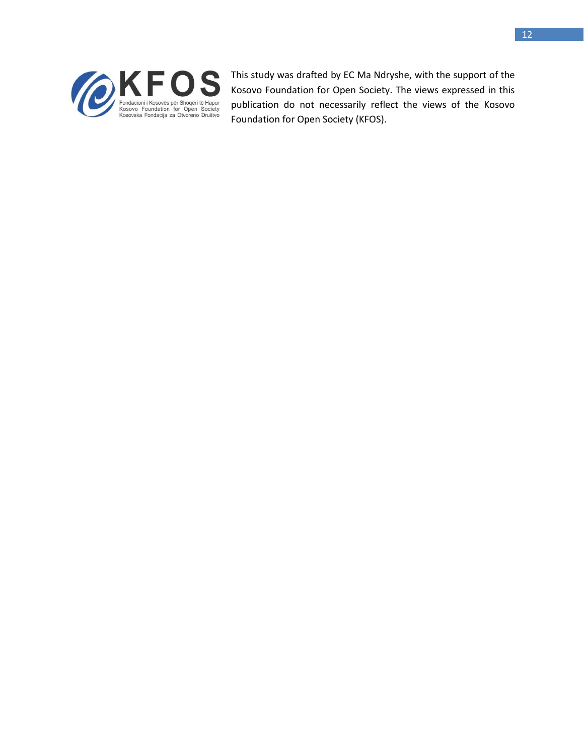KFOS

Fondacioni i Kosovës për Shoqëri të Hapur
Kosovo Foundation for Open Society
Kosovska Fondacija za Otvoreno Društvo

This study was drafted by EC Ma Ndryshe, with the support of the Kosovo Foundation for Open Society. The views expressed in this publication do not necessarily reflect the views of the Kosovo Foundation for Open Society (KFOS).